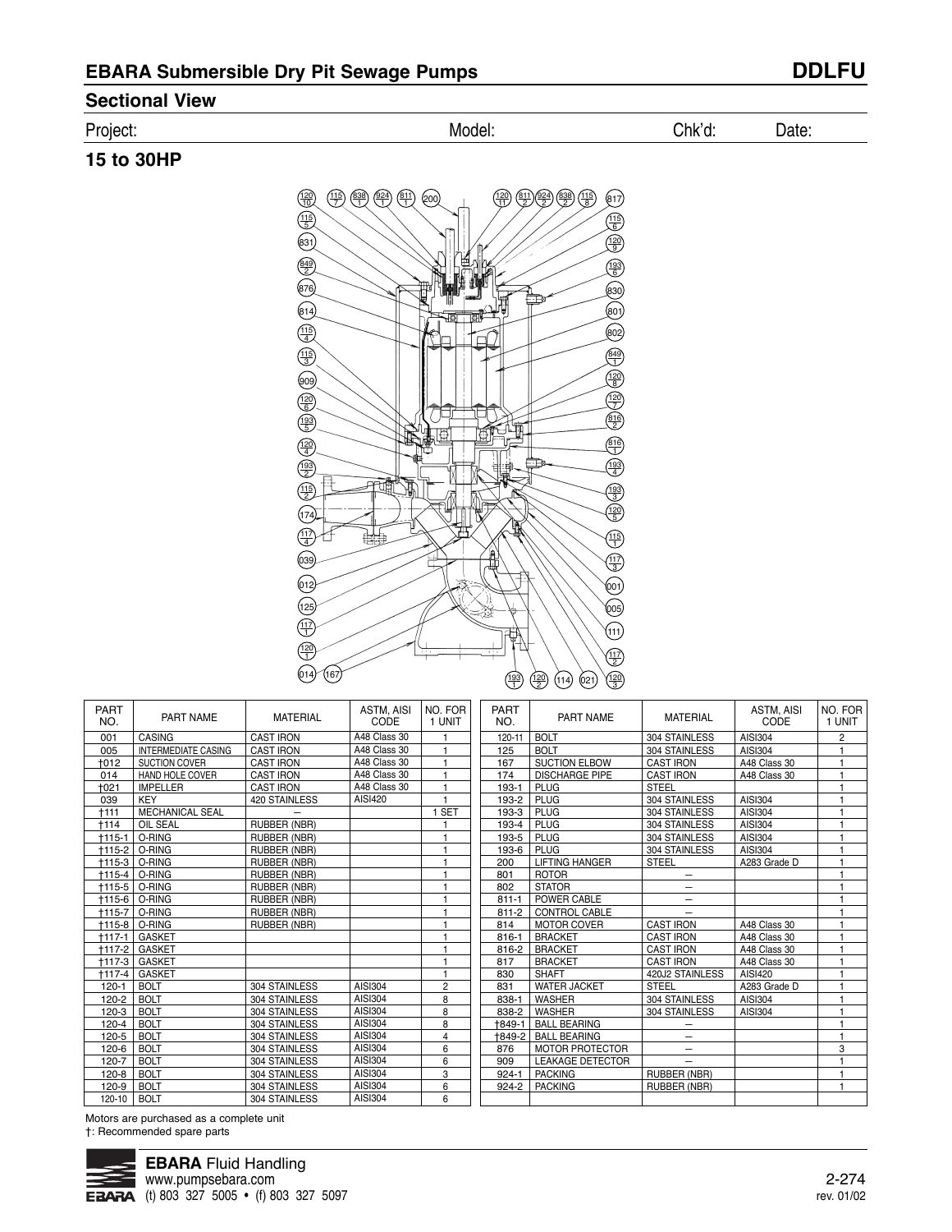## EBARA Submersible Dry Pit Sewage Pumps

**DDLFU**

### Sectional View

Project: Model: Chk'd: Date:

### 15 to 30HP

| PART NO. | PART NAME | MATERIAL | ASTM, AISI CODE | NO. FOR 1 UNIT |
|---|---|---|---|---|
| 001 | CASING | CAST IRON | A48 Class 30 | 1 |
| 005 | INTERMEDIATE CASING | CAST IRON | A48 Class 30 | 1 |
| †012 | SUCTION COVER | CAST IRON | A48 Class 30 | 1 |
| 014 | HAND HOLE COVER | CAST IRON | A48 Class 30 | 1 |
| †021 | IMPELLER | CAST IRON | A48 Class 30 | 1 |
| 039 | KEY | 420 STAINLESS | AISI420 | 1 |
| †111 | MECHANICAL SEAL | – | | 1 SET |
| †114 | OIL SEAL | RUBBER (NBR) | | 1 |
| †115-1 | O-RING | RUBBER (NBR) | | 1 |
| †115-2 | O-RING | RUBBER (NBR) | | 1 |
| †115-3 | O-RING | RUBBER (NBR) | | 1 |
| †115-4 | O-RING | RUBBER (NBR) | | 1 |
| †115-5 | O-RING | RUBBER (NBR) | | 1 |
| †115-6 | O-RING | RUBBER (NBR) | | 1 |
| †115-7 | O-RING | RUBBER (NBR) | | 1 |
| †115-8 | O-RING | RUBBER (NBR) | | 1 |
| †117-1 | GASKET | | | 1 |
| †117-2 | GASKET | | | 1 |
| †117-3 | GASKET | | | 1 |
| †117-4 | GASKET | | | 1 |
| 120-1 | BOLT | 304 STAINLESS | AISI304 | 2 |
| 120-2 | BOLT | 304 STAINLESS | AISI304 | 8 |
| 120-3 | BOLT | 304 STAINLESS | AISI304 | 8 |
| 120-4 | BOLT | 304 STAINLESS | AISI304 | 8 |
| 120-5 | BOLT | 304 STAINLESS | AISI304 | 4 |
| 120-6 | BOLT | 304 STAINLESS | AISI304 | 6 |
| 120-7 | BOLT | 304 STAINLESS | AISI304 | 6 |
| 120-8 | BOLT | 304 STAINLESS | AISI304 | 3 |
| 120-9 | BOLT | 304 STAINLESS | AISI304 | 6 |
| 120-10 | BOLT | 304 STAINLESS | AISI304 | 6 |
| 120-11 | BOLT | 304 STAINLESS | AISI304 | 2 |
| 125 | BOLT | 304 STAINLESS | AISI304 | 1 |
| 167 | SUCTION ELBOW | CAST IRON | A48 Class 30 | 1 |
| 174 | DISCHARGE PIPE | CAST IRON | A48 Class 30 | 1 |
| 193-1 | PLUG | STEEL | | 1 |
| 193-2 | PLUG | 304 STAINLESS | AISI304 | 1 |
| 193-3 | PLUG | 304 STAINLESS | AISI304 | 1 |
| 193-4 | PLUG | 304 STAINLESS | AISI304 | 1 |
| 193-5 | PLUG | 304 STAINLESS | AISI304 | 1 |
| 193-6 | PLUG | 304 STAINLESS | AISI304 | 1 |
| 200 | LIFTING HANGER | STEEL | A283 Grade D | 1 |
| 801 | ROTOR | – | | 1 |
| 802 | STATOR | – | | 1 |
| 811-1 | POWER CABLE | – | | 1 |
| 811-2 | CONTROL CABLE | – | | 1 |
| 814 | MOTOR COVER | CAST IRON | A48 Class 30 | 1 |
| 816-1 | BRACKET | CAST IRON | A48 Class 30 | 1 |
| 816-2 | BRACKET | CAST IRON | A48 Class 30 | 1 |
| 817 | BRACKET | CAST IRON | A48 Class 30 | 1 |
| 830 | SHAFT | 420J2 STAINLESS | AISI420 | 1 |
| 831 | WATER JACKET | STEEL | A283 Grade D | 1 |
| 838-1 | WASHER | 304 STAINLESS | AISI304 | 1 |
| 838-2 | WASHER | 304 STAINLESS | AISI304 | 1 |
| †849-1 | BALL BEARING | – | | 1 |
| †849-2 | BALL BEARING | – | | 1 |
| 876 | MOTOR PROTECTOR | – | | 3 |
| 909 | LEAKAGE DETECTOR | – | | 1 |
| 924-1 | PACKING | RUBBER (NBR) | | 1 |
| 924-2 | PACKING | RUBBER (NBR) | | 1 |

Motors are purchased as a complete unit

†: Recommended spare parts

**EBARA** Fluid Handling
www.pumpsebara.com
(t) 803 327 5005 • (f) 803 327 5097

2-274
rev. 01/02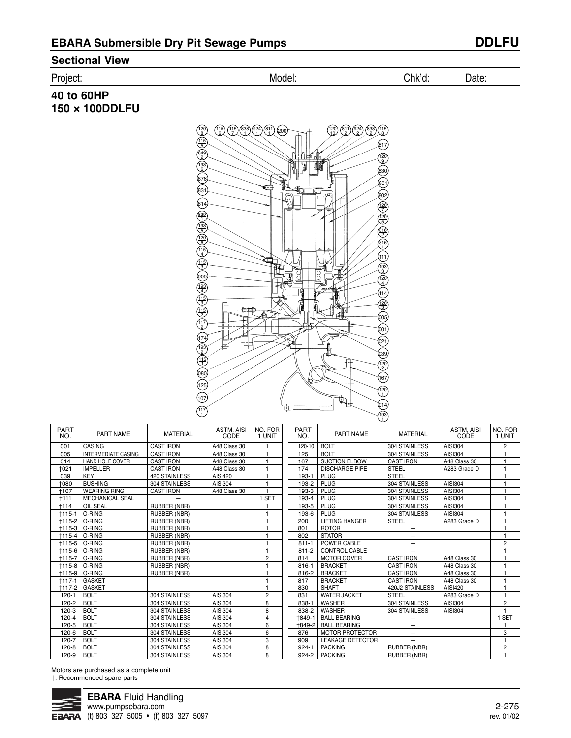## EBARA Submersible Dry Pit Sewage Pumps

## DDLFU

### Sectional View

Project: Model: Chk'd: Date:

### 40 to 60HP
### 150 × 100DDLFU

| PART NO. | PART NAME | MATERIAL | ASTM, AISI CODE | NO. FOR 1 UNIT |
|---|---|---|---|---|
| 001 | CASING | CAST IRON | A48 Class 30 | 1 |
| 005 | INTERMEDIATE CASING | CAST IRON | A48 Class 30 | 1 |
| 014 | HAND HOLE COVER | CAST IRON | A48 Class 30 | 1 |
| †021 | IMPELLER | CAST IRON | A48 Class 30 | 1 |
| 039 | KEY | 420 STAINLESS | AISI420 | 1 |
| †080 | BUSHING | 304 STAINLESS | AISI304 | 1 |
| †107 | WEARING RING | CAST IRON | A48 Class 30 | 1 |
| †111 | MECHANICAL SEAL | – | | 1 SET |
| †114 | OIL SEAL | RUBBER (NBR) | | 1 |
| †115-1 | O-RING | RUBBER (NBR) | | 1 |
| †115-2 | O-RING | RUBBER (NBR) | | 1 |
| †115-3 | O-RING | RUBBER (NBR) | | 1 |
| †115-4 | O-RING | RUBBER (NBR) | | 1 |
| †115-5 | O-RING | RUBBER (NBR) | | 1 |
| †115-6 | O-RING | RUBBER (NBR) | | 1 |
| †115-7 | O-RING | RUBBER (NBR) | | 2 |
| †115-8 | O-RING | RUBBER (NBR) | | 1 |
| †115-9 | O-RING | RUBBER (NBR) | | 1 |
| †117-1 | GASKET | | | 1 |
| †117-2 | GASKET | | | 1 |
| 120-1 | BOLT | 304 STAINLESS | AISI304 | 2 |
| 120-2 | BOLT | 304 STAINLESS | AISI304 | 8 |
| 120-3 | BOLT | 304 STAINLESS | AISI304 | 8 |
| 120-4 | BOLT | 304 STAINLESS | AISI304 | 4 |
| 120-5 | BOLT | 304 STAINLESS | AISI304 | 6 |
| 120-6 | BOLT | 304 STAINLESS | AISI304 | 6 |
| 120-7 | BOLT | 304 STAINLESS | AISI304 | 3 |
| 120-8 | BOLT | 304 STAINLESS | AISI304 | 8 |
| 120-9 | BOLT | 304 STAINLESS | AISI304 | 8 |
| 120-10 | BOLT | 304 STAINLESS | AISI304 | 2 |
| 125 | BOLT | 304 STAINLESS | AISI304 | 1 |
| 167 | SUCTION ELBOW | CAST IRON | A48 Class 30 | 1 |
| 174 | DISCHARGE PIPE | STEEL | A283 Grade D | 1 |
| 193-1 | PLUG | STEEL | | 1 |
| 193-2 | PLUG | 304 STAINLESS | AISI304 | 1 |
| 193-3 | PLUG | 304 STAINLESS | AISI304 | 1 |
| 193-4 | PLUG | 304 STAINLESS | AISI304 | 1 |
| 193-5 | PLUG | 304 STAINLESS | AISI304 | 1 |
| 193-6 | PLUG | 304 STAINLESS | AISI304 | 1 |
| 200 | LIFTING HANGER | STEEL | A283 Grade D | 1 |
| 801 | ROTOR | – | | 1 |
| 802 | STATOR | – | | 1 |
| 811-1 | POWER CABLE | – | | 2 |
| 811-2 | CONTROL CABLE | – | | 1 |
| 814 | MOTOR COVER | CAST IRON | A48 Class 30 | 1 |
| 816-1 | BRACKET | CAST IRON | A48 Class 30 | 1 |
| 816-2 | BRACKET | CAST IRON | A48 Class 30 | 1 |
| 817 | BRACKET | CAST IRON | A48 Class 30 | 1 |
| 830 | SHAFT | 420J2 STAINLESS | AISI420 | 1 |
| 831 | WATER JACKET | STEEL | A283 Grade D | 1 |
| 838-1 | WASHER | 304 STAINLESS | AISI304 | 2 |
| 838-2 | WASHER | 304 STAINLESS | AISI304 | 1 |
| †849-1 | BALL BEARING | – | | 1 SET |
| †849-2 | BALL BEARING | – | | 1 |
| 876 | MOTOR PROTECTOR | – | | 3 |
| 909 | LEAKAGE DETECTOR | – | | 1 |
| 924-1 | PACKING | RUBBER (NBR) | | 2 |
| 924-2 | PACKING | RUBBER (NBR) | | 1 |

Motors are purchased as a complete unit

†: Recommended spare parts

**EBARA** Fluid Handling
www.pumpsebara.com
(t) 803 327 5005 • (f) 803 327 5097

rev. 01/02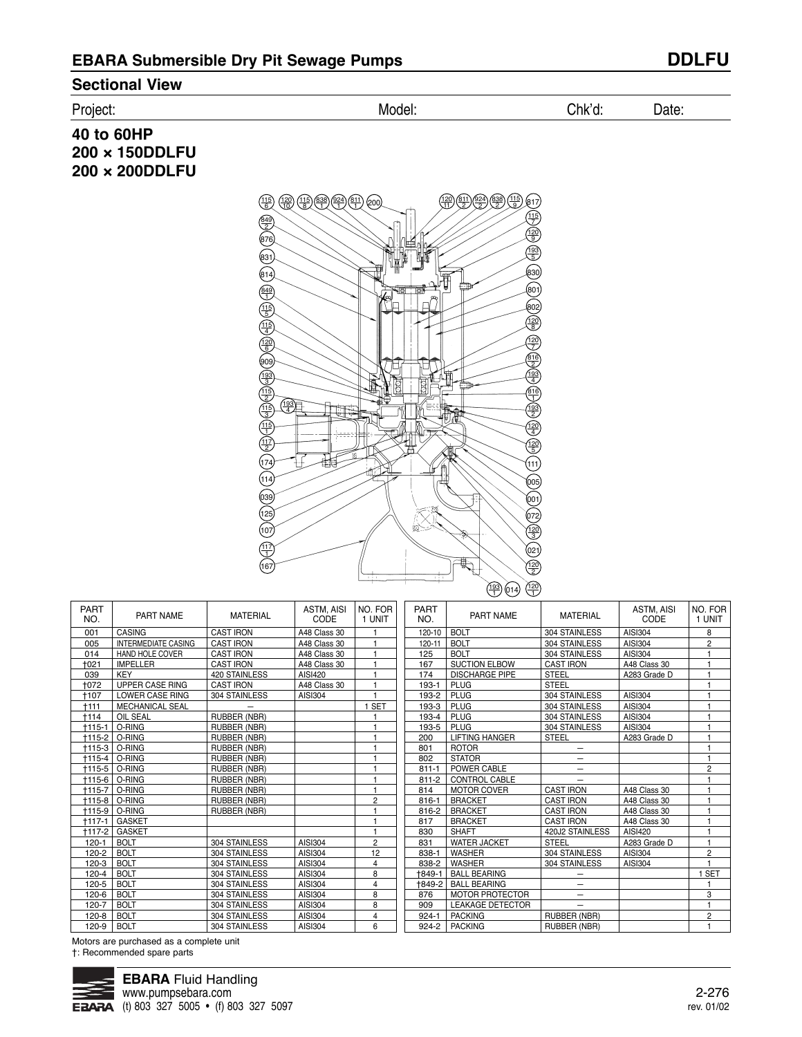## EBARA Submersible Dry Pit Sewage Pumps

**DDLFU**

### Sectional View

Project: Model: Chk'd: Date:

### 40 to 60HP
### 200 × 150DDLFU
### 200 × 200DDLFU

| PART NO. | PART NAME | MATERIAL | ASTM, AISI CODE | NO. FOR 1 UNIT |
|---|---|---|---|---|
| 001 | CASING | CAST IRON | A48 Class 30 | 1 |
| 005 | INTERMEDIATE CASING | CAST IRON | A48 Class 30 | 1 |
| 014 | HAND HOLE COVER | CAST IRON | A48 Class 30 | 1 |
| †021 | IMPELLER | CAST IRON | A48 Class 30 | 1 |
| 039 | KEY | 420 STAINLESS | AISI420 | 1 |
| †072 | UPPER CASE RING | CAST IRON | A48 Class 30 | 1 |
| †107 | LOWER CASE RING | 304 STAINLESS | AISI304 | 1 |
| †111 | MECHANICAL SEAL | – | | 1 SET |
| †114 | OIL SEAL | RUBBER (NBR) | | 1 |
| †115-1 | O-RING | RUBBER (NBR) | | 1 |
| †115-2 | O-RING | RUBBER (NBR) | | 1 |
| †115-3 | O-RING | RUBBER (NBR) | | 1 |
| †115-4 | O-RING | RUBBER (NBR) | | 1 |
| †115-5 | O-RING | RUBBER (NBR) | | 1 |
| †115-6 | O-RING | RUBBER (NBR) | | 1 |
| †115-7 | O-RING | RUBBER (NBR) | | 1 |
| †115-8 | O-RING | RUBBER (NBR) | | 2 |
| †115-9 | O-RING | RUBBER (NBR) | | 1 |
| †117-1 | GASKET | | | 1 |
| †117-2 | GASKET | | | 1 |
| 120-1 | BOLT | 304 STAINLESS | AISI304 | 2 |
| 120-2 | BOLT | 304 STAINLESS | AISI304 | 12 |
| 120-3 | BOLT | 304 STAINLESS | AISI304 | 4 |
| 120-4 | BOLT | 304 STAINLESS | AISI304 | 8 |
| 120-5 | BOLT | 304 STAINLESS | AISI304 | 4 |
| 120-6 | BOLT | 304 STAINLESS | AISI304 | 8 |
| 120-7 | BOLT | 304 STAINLESS | AISI304 | 8 |
| 120-8 | BOLT | 304 STAINLESS | AISI304 | 4 |
| 120-9 | BOLT | 304 STAINLESS | AISI304 | 6 |
| 120-10 | BOLT | 304 STAINLESS | AISI304 | 8 |
| 120-11 | BOLT | 304 STAINLESS | AISI304 | 2 |
| 125 | BOLT | 304 STAINLESS | AISI304 | 1 |
| 167 | SUCTION ELBOW | CAST IRON | A48 Class 30 | 1 |
| 174 | DISCHARGE PIPE | STEEL | A283 Grade D | 1 |
| 193-1 | PLUG | STEEL | | 1 |
| 193-2 | PLUG | 304 STAINLESS | AISI304 | 1 |
| 193-3 | PLUG | 304 STAINLESS | AISI304 | 1 |
| 193-4 | PLUG | 304 STAINLESS | AISI304 | 1 |
| 193-5 | PLUG | 304 STAINLESS | AISI304 | 1 |
| 200 | LIFTING HANGER | STEEL | A283 Grade D | 1 |
| 801 | ROTOR | – | | 1 |
| 802 | STATOR | – | | 1 |
| 811-1 | POWER CABLE | – | | 2 |
| 811-2 | CONTROL CABLE | – | | 1 |
| 814 | MOTOR COVER | CAST IRON | A48 Class 30 | 1 |
| 816-1 | BRACKET | CAST IRON | A48 Class 30 | 1 |
| 816-2 | BRACKET | CAST IRON | A48 Class 30 | 1 |
| 817 | BRACKET | CAST IRON | A48 Class 30 | 1 |
| 830 | SHAFT | 420J2 STAINLESS | AISI420 | 1 |
| 831 | WATER JACKET | STEEL | A283 Grade D | 1 |
| 838-1 | WASHER | 304 STAINLESS | AISI304 | 2 |
| 838-2 | WASHER | 304 STAINLESS | AISI304 | 1 |
| †849-1 | BALL BEARING | – | | 1 SET |
| †849-2 | BALL BEARING | – | | 1 |
| 876 | MOTOR PROTECTOR | – | | 3 |
| 909 | LEAKAGE DETECTOR | – | | 1 |
| 924-1 | PACKING | RUBBER (NBR) | | 2 |
| 924-2 | PACKING | RUBBER (NBR) | | 1 |

Motors are purchased as a complete unit

†: Recommended spare parts

**EBARA** Fluid Handling
www.pumpsebara.com
(t) 803 327 5005 • (f) 803 327 5097

2-276
rev. 01/02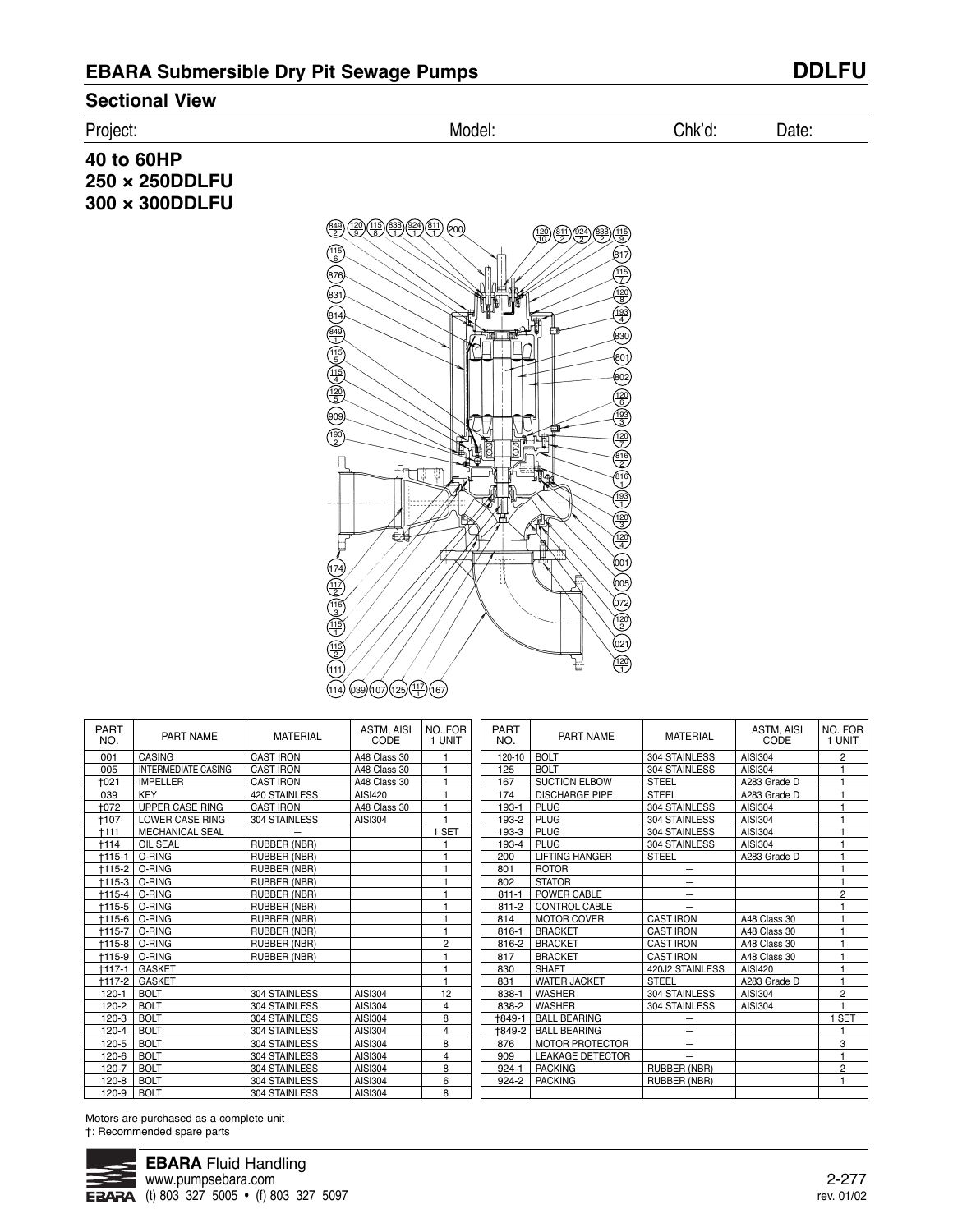## EBARA Submersible Dry Pit Sewage Pumps

**DDLFU**

### Sectional View

Project: Model: Chk'd: Date:

**40 to 60HP**
**250 × 250DDLFU**
**300 × 300DDLFU**

849-2 120-9 115-8 838-1 924-1 811-1 200 120-10 811-2 924-2 838-2 115-9
115-6 817
876 115-7
831 120-8
814 193-4
849-1 830
115-5 801
115-4 802
120-5 120-6
909 193-3
193-2 120-7
816-2
816-1
193-1
120-3
120-4
174 001
117-2 005
115-3 072
115-1 120-2
115-2 021
111 120-1
114 039 107 125 117-1 167

| PART NO. | PART NAME | MATERIAL | ASTM, AISI CODE | NO. FOR 1 UNIT |
|---|---|---|---|---|
| 001 | CASING | CAST IRON | A48 Class 30 | 1 |
| 005 | INTERMEDIATE CASING | CAST IRON | A48 Class 30 | 1 |
| †021 | IMPELLER | CAST IRON | A48 Class 30 | 1 |
| 039 | KEY | 420 STAINLESS | AISI420 | 1 |
| †072 | UPPER CASE RING | CAST IRON | A48 Class 30 | 1 |
| †107 | LOWER CASE RING | 304 STAINLESS | AISI304 | 1 |
| †111 | MECHANICAL SEAL | – | | 1 SET |
| †114 | OIL SEAL | RUBBER (NBR) | | 1 |
| †115-1 | O-RING | RUBBER (NBR) | | 1 |
| †115-2 | O-RING | RUBBER (NBR) | | 1 |
| †115-3 | O-RING | RUBBER (NBR) | | 1 |
| †115-4 | O-RING | RUBBER (NBR) | | 1 |
| †115-5 | O-RING | RUBBER (NBR) | | 1 |
| †115-6 | O-RING | RUBBER (NBR) | | 1 |
| †115-7 | O-RING | RUBBER (NBR) | | 1 |
| †115-8 | O-RING | RUBBER (NBR) | | 2 |
| †115-9 | O-RING | RUBBER (NBR) | | 1 |
| †117-1 | GASKET | | | 1 |
| †117-2 | GASKET | | | 1 |
| 120-1 | BOLT | 304 STAINLESS | AISI304 | 12 |
| 120-2 | BOLT | 304 STAINLESS | AISI304 | 4 |
| 120-3 | BOLT | 304 STAINLESS | AISI304 | 8 |
| 120-4 | BOLT | 304 STAINLESS | AISI304 | 4 |
| 120-5 | BOLT | 304 STAINLESS | AISI304 | 8 |
| 120-6 | BOLT | 304 STAINLESS | AISI304 | 4 |
| 120-7 | BOLT | 304 STAINLESS | AISI304 | 8 |
| 120-8 | BOLT | 304 STAINLESS | AISI304 | 6 |
| 120-9 | BOLT | 304 STAINLESS | AISI304 | 8 |

| PART NO. | PART NAME | MATERIAL | ASTM, AISI CODE | NO. FOR 1 UNIT |
|---|---|---|---|---|
| 120-10 | BOLT | 304 STAINLESS | AISI304 | 2 |
| 125 | BOLT | 304 STAINLESS | AISI304 | 1 |
| 167 | SUCTION ELBOW | STEEL | A283 Grade D | 1 |
| 174 | DISCHARGE PIPE | STEEL | A283 Grade D | 1 |
| 193-1 | PLUG | 304 STAINLESS | AISI304 | 1 |
| 193-2 | PLUG | 304 STAINLESS | AISI304 | 1 |
| 193-3 | PLUG | 304 STAINLESS | AISI304 | 1 |
| 193-4 | PLUG | 304 STAINLESS | AISI304 | 1 |
| 200 | LIFTING HANGER | STEEL | A283 Grade D | 1 |
| 801 | ROTOR | – | | 1 |
| 802 | STATOR | – | | 1 |
| 811-1 | POWER CABLE | – | | 2 |
| 811-2 | CONTROL CABLE | – | | 1 |
| 814 | MOTOR COVER | CAST IRON | A48 Class 30 | 1 |
| 816-1 | BRACKET | CAST IRON | A48 Class 30 | 1 |
| 816-2 | BRACKET | CAST IRON | A48 Class 30 | 1 |
| 817 | BRACKET | CAST IRON | A48 Class 30 | 1 |
| 830 | SHAFT | 420J2 STAINLESS | AISI420 | 1 |
| 831 | WATER JACKET | STEEL | A283 Grade D | 1 |
| 838-1 | WASHER | 304 STAINLESS | AISI304 | 2 |
| 838-2 | WASHER | 304 STAINLESS | AISI304 | 1 |
| †849-1 | BALL BEARING | – | | 1 SET |
| †849-2 | BALL BEARING | – | | 1 |
| 876 | MOTOR PROTECTOR | – | | 3 |
| 909 | LEAKAGE DETECTOR | – | | 1 |
| 924-1 | PACKING | RUBBER (NBR) | | 2 |
| 924-2 | PACKING | RUBBER (NBR) | | 1 |

Motors are purchased as a complete unit
†: Recommended spare parts

**EBARA** Fluid Handling
www.pumpsebara.com
(t) 803 327 5005 • (f) 803 327 5097

2-277
rev. 01/02